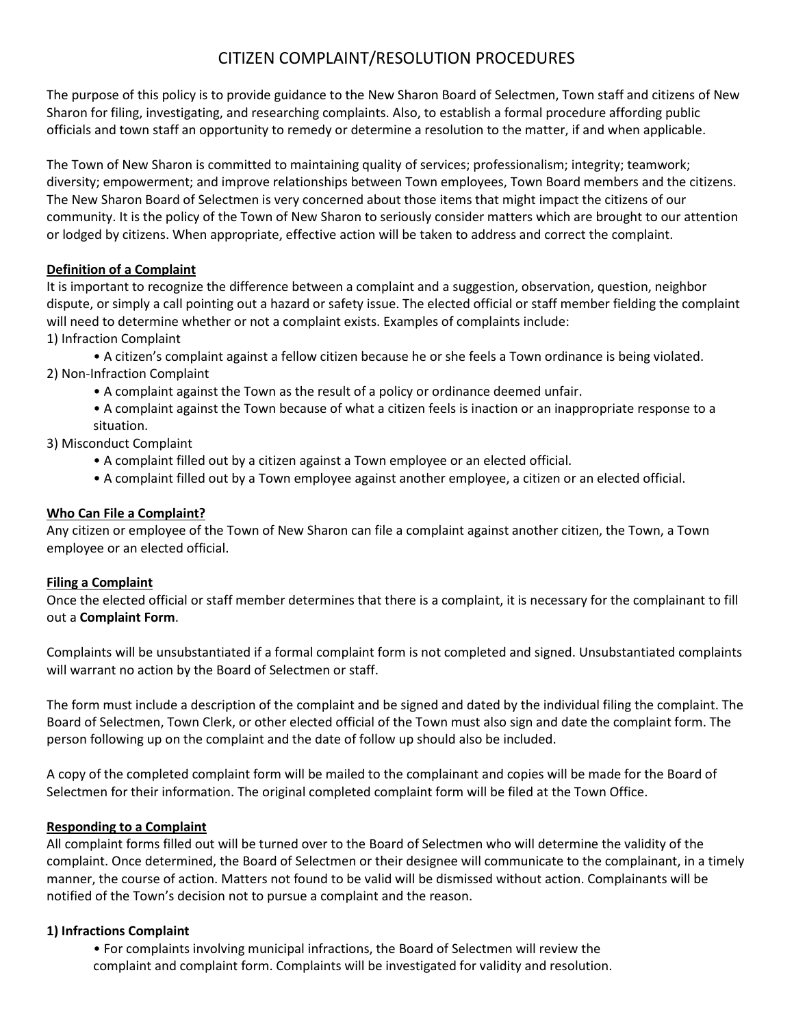# CITIZEN COMPLAINT/RESOLUTION PROCEDURES

The purpose of this policy is to provide guidance to the New Sharon Board of Selectmen, Town staff and citizens of New Sharon for filing, investigating, and researching complaints. Also, to establish a formal procedure affording public officials and town staff an opportunity to remedy or determine a resolution to the matter, if and when applicable.

The Town of New Sharon is committed to maintaining quality of services; professionalism; integrity; teamwork; diversity; empowerment; and improve relationships between Town employees, Town Board members and the citizens. The New Sharon Board of Selectmen is very concerned about those items that might impact the citizens of our community. It is the policy of the Town of New Sharon to seriously consider matters which are brought to our attention or lodged by citizens. When appropriate, effective action will be taken to address and correct the complaint.

## Definition of a Complaint

It is important to recognize the difference between a complaint and a suggestion, observation, question, neighbor dispute, or simply a call pointing out a hazard or safety issue. The elected official or staff member fielding the complaint will need to determine whether or not a complaint exists. Examples of complaints include:

1) Infraction Complaint
   - A citizen's complaint against a fellow citizen because he or she feels a Town ordinance is being violated.
2) Non-Infraction Complaint
   - A complaint against the Town as the result of a policy or ordinance deemed unfair.
   - A complaint against the Town because of what a citizen feels is inaction or an inappropriate response to a situation.
3) Misconduct Complaint
   - A complaint filled out by a citizen against a Town employee or an elected official.
   - A complaint filled out by a Town employee against another employee, a citizen or an elected official.

## Who Can File a Complaint?

Any citizen or employee of the Town of New Sharon can file a complaint against another citizen, the Town, a Town employee or an elected official.

## Filing a Complaint

Once the elected official or staff member determines that there is a complaint, it is necessary for the complainant to fill out a **Complaint Form**.

Complaints will be unsubstantiated if a formal complaint form is not completed and signed. Unsubstantiated complaints will warrant no action by the Board of Selectmen or staff.

The form must include a description of the complaint and be signed and dated by the individual filing the complaint. The Board of Selectmen, Town Clerk, or other elected official of the Town must also sign and date the complaint form. The person following up on the complaint and the date of follow up should also be included.

A copy of the completed complaint form will be mailed to the complainant and copies will be made for the Board of Selectmen for their information. The original completed complaint form will be filed at the Town Office.

## Responding to a Complaint

All complaint forms filled out will be turned over to the Board of Selectmen who will determine the validity of the complaint. Once determined, the Board of Selectmen or their designee will communicate to the complainant, in a timely manner, the course of action. Matters not found to be valid will be dismissed without action. Complainants will be notified of the Town's decision not to pursue a complaint and the reason.

### 1) Infractions Complaint

- For complaints involving municipal infractions, the Board of Selectmen will review the complaint and complaint form. Complaints will be investigated for validity and resolution.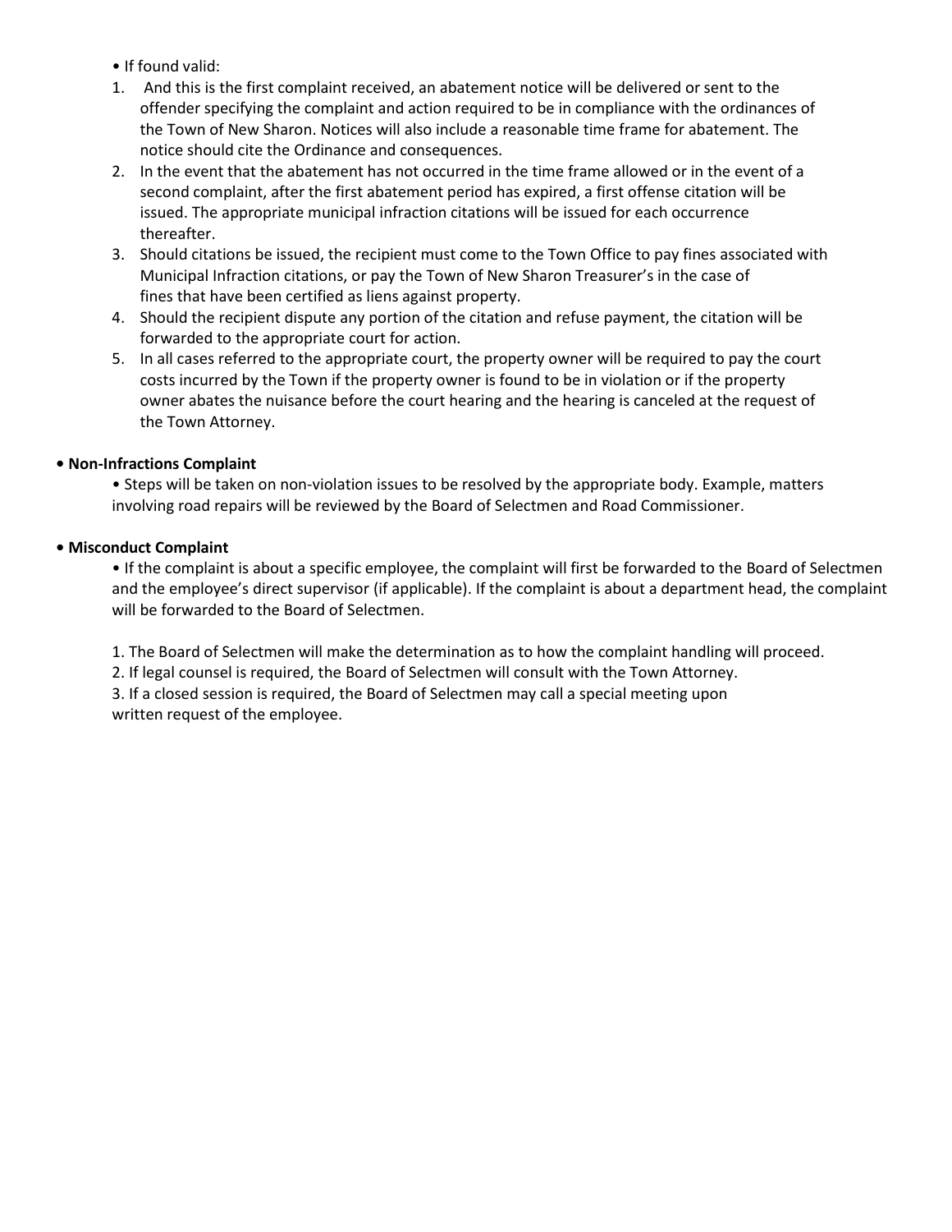- If found valid:

1. And this is the first complaint received, an abatement notice will be delivered or sent to the offender specifying the complaint and action required to be in compliance with the ordinances of the Town of New Sharon. Notices will also include a reasonable time frame for abatement. The notice should cite the Ordinance and consequences.
2. In the event that the abatement has not occurred in the time frame allowed or in the event of a second complaint, after the first abatement period has expired, a first offense citation will be issued. The appropriate municipal infraction citations will be issued for each occurrence thereafter.
3. Should citations be issued, the recipient must come to the Town Office to pay fines associated with Municipal Infraction citations, or pay the Town of New Sharon Treasurer's in the case of fines that have been certified as liens against property.
4. Should the recipient dispute any portion of the citation and refuse payment, the citation will be forwarded to the appropriate court for action.
5. In all cases referred to the appropriate court, the property owner will be required to pay the court costs incurred by the Town if the property owner is found to be in violation or if the property owner abates the nuisance before the court hearing and the hearing is canceled at the request of the Town Attorney.

- **Non-Infractions Complaint**
  - Steps will be taken on non-violation issues to be resolved by the appropriate body. Example, matters involving road repairs will be reviewed by the Board of Selectmen and Road Commissioner.

- **Misconduct Complaint**
  - If the complaint is about a specific employee, the complaint will first be forwarded to the Board of Selectmen and the employee's direct supervisor (if applicable). If the complaint is about a department head, the complaint will be forwarded to the Board of Selectmen.

  1. The Board of Selectmen will make the determination as to how the complaint handling will proceed.
  2. If legal counsel is required, the Board of Selectmen will consult with the Town Attorney.
  3. If a closed session is required, the Board of Selectmen may call a special meeting upon written request of the employee.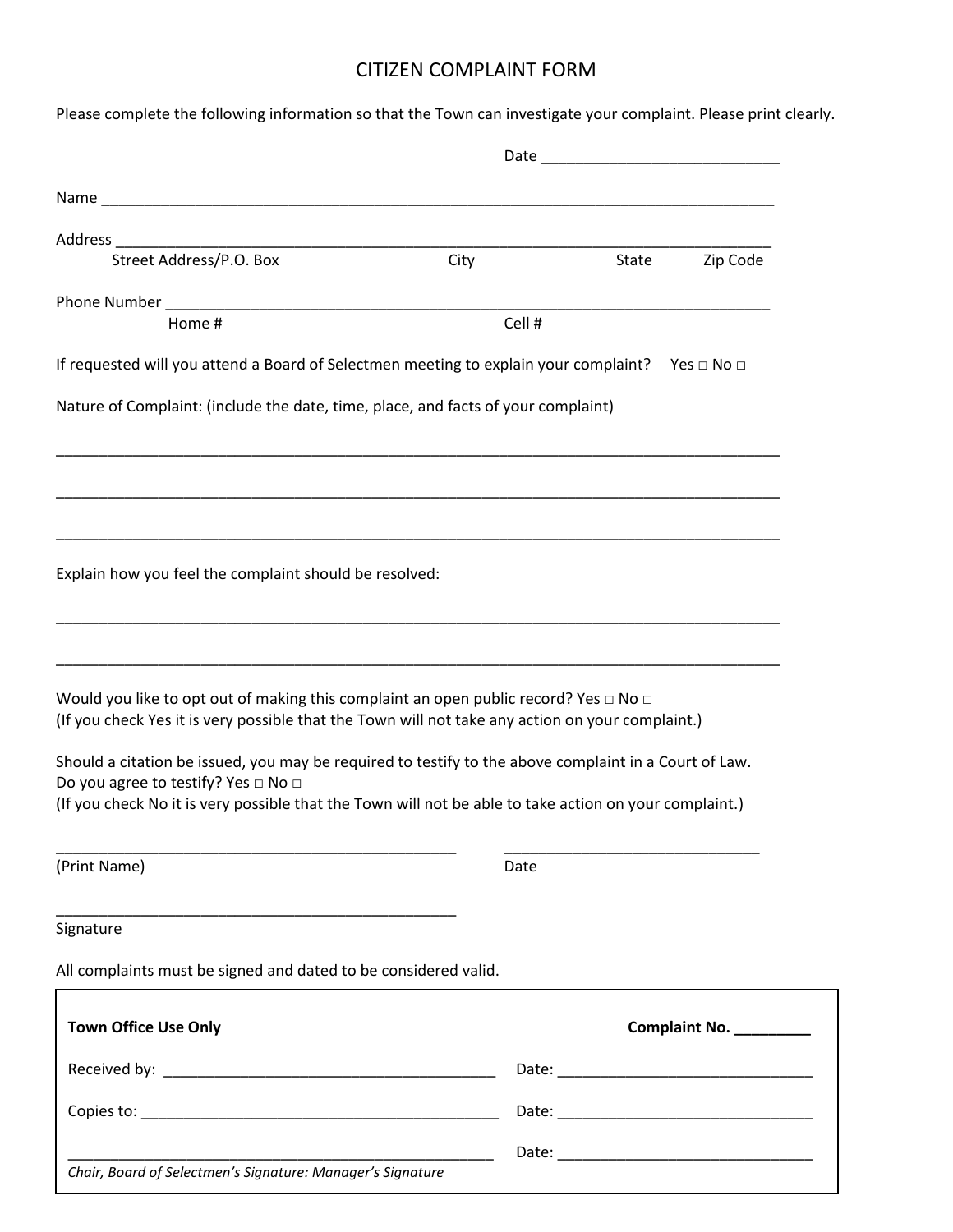# CITIZEN COMPLAINT FORM

Please complete the following information so that the Town can investigate your complaint. Please print clearly.

Date ____________________________

Name ________________________________________________________________________________

Address ______________________________________________________________________________
Street Address/P.O. Box City State Zip Code

Phone Number _________________________________________________________________________
Home # Cell #

If requested will you attend a Board of Selectmen meeting to explain your complaint? Yes □ No □

Nature of Complaint: (include the date, time, place, and facts of your complaint)

______________________________________________________________________________________

______________________________________________________________________________________

______________________________________________________________________________________

Explain how you feel the complaint should be resolved:

______________________________________________________________________________________

______________________________________________________________________________________

Would you like to opt out of making this complaint an open public record? Yes □ No □
(If you check Yes it is very possible that the Town will not take any action on your complaint.)

Should a citation be issued, you may be required to testify to the above complaint in a Court of Law.
Do you agree to testify? Yes □ No □
(If you check No it is very possible that the Town will not be able to take action on your complaint.)

_________________________________________________ _______________________________
(Print Name) Date

_________________________________________________
Signature

All complaints must be signed and dated to be considered valid.

---

**Town Office Use Only** **Complaint No. _________**

Received by: ________________________________________ Date: ______________________________

Copies to: ___________________________________________ Date: ______________________________

____________________________________________________ Date: ______________________________
*Chair, Board of Selectmen's Signature: Manager's Signature*